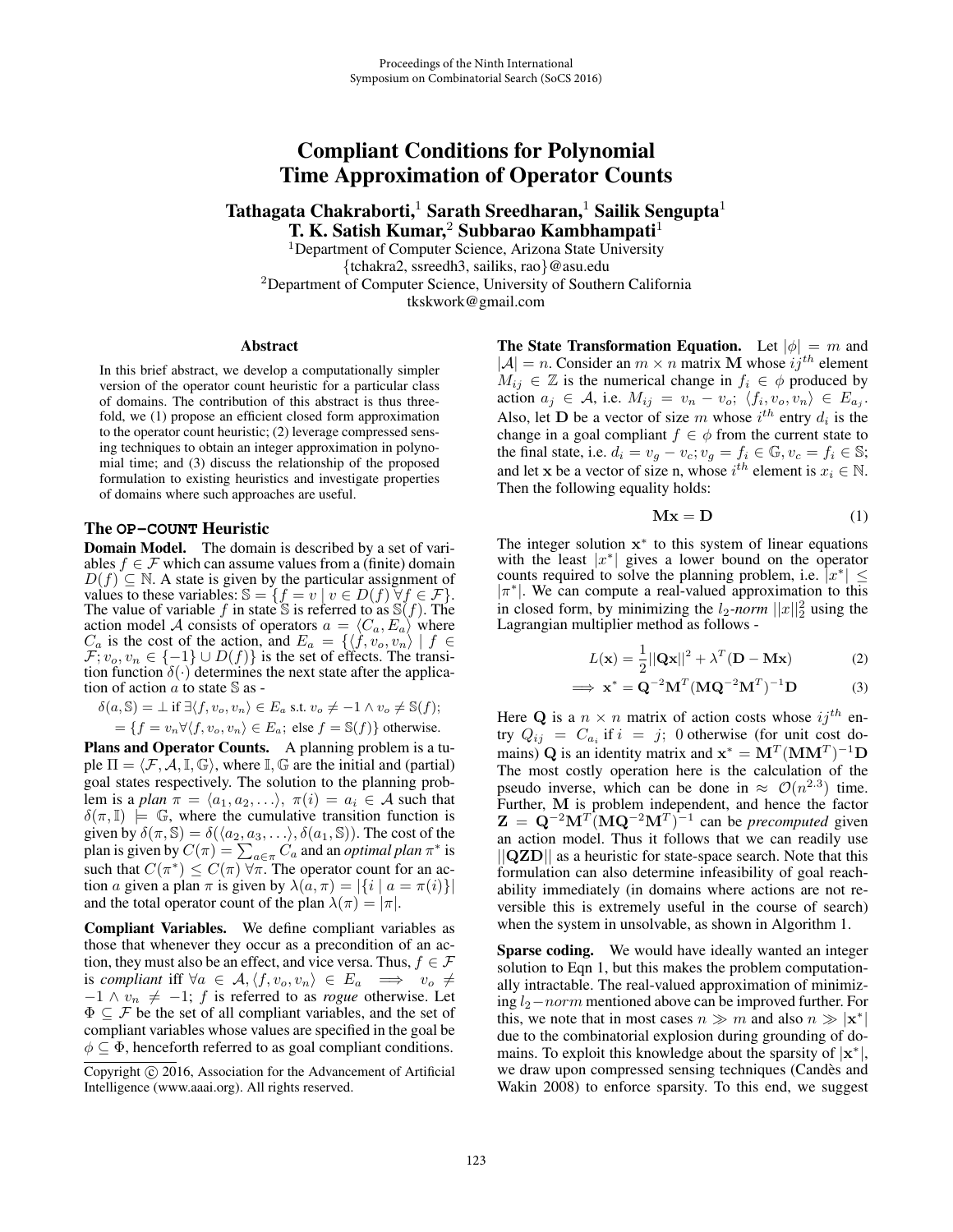# Compliant Conditions for Polynomial Time Approximation of Operator Counts

**Tathagata Chakraborti,[1] Sarath Sreedharan,[1] Sailik Sengupta[1]**
**T. K. Satish Kumar,[2] Subbarao Kambhampati[1]**

[1]Department of Computer Science, Arizona State University
{tchakra2, ssreedh3, sailiks, rao}@asu.edu
[2]Department of Computer Science, University of Southern California
tkskwork@gmail.com

### Abstract

In this brief abstract, we develop a computationally simpler version of the operator count heuristic for a particular class of domains. The contribution of this abstract is thus threefold, we (1) propose an efficient closed form approximation to the operator count heuristic; (2) leverage compressed sensing techniques to obtain an integer approximation in polynomial time; and (3) discuss the relationship of the proposed formulation to existing heuristics and investigate properties of domains where such approaches are useful.

## The OP-COUNT Heuristic

**Domain Model.** The domain is described by a set of variables $f \in \mathcal{F}$ which can assume values from a (finite) domain $D(f) \subseteq \mathbb{N}$. A state is given by the particular assignment of values to these variables: $\mathbb{S} = \{f = v \mid v \in D(f) \, \forall f \in \mathcal{F}\}$. The value of variable $f$ in state $\mathbb{S}$ is referred to as $\mathbb{S}(f)$. The action model $\mathcal{A}$ consists of operators $a = \langle C_a, E_a \rangle$ where $C_a$ is the cost of the action, and $E_a = \{\langle f, v_o, v_n \rangle \mid f \in \mathcal{F}; v_o, v_n \in \{-1\} \cup D(f)\}$ is the set of effects. The transition function $\delta(\cdot)$ determines the next state after the application of action $a$ to state $\mathbb{S}$ as -

$\delta(a, \mathbb{S}) = \perp$ if $\exists \langle f, v_o, v_n \rangle \in E_a$ s.t. $v_o \neq -1 \wedge v_o \neq \mathbb{S}(f)$;
$= \{f = v_n \forall \langle f, v_o, v_n \rangle \in E_a;$ else $f = \mathbb{S}(f)\}$ otherwise.

**Plans and Operator Counts.** A planning problem is a tuple $\Pi = \langle \mathcal{F}, \mathcal{A}, \mathbb{I}, \mathbb{G} \rangle$, where $\mathbb{I}, \mathbb{G}$ are the initial and (partial) goal states respectively. The solution to the planning problem is a *plan* $\pi = \langle a_1, a_2, \ldots \rangle$, $\pi(i) = a_i \in \mathcal{A}$ such that $\delta(\pi, \mathbb{I}) \models \mathbb{G}$, where the cumulative transition function is given by $\delta(\pi, \mathbb{S}) = \delta(\langle a_2, a_3, \ldots \rangle, \delta(a_1, \mathbb{S}))$. The cost of the plan is given by $C(\pi) = \sum_{a \in \pi} C_a$ and an *optimal plan* $\pi^*$ is such that $C(\pi^*) \leq C(\pi) \, \forall \pi$. The operator count for an action $a$ given a plan $\pi$ is given by $\lambda(a, \pi) = |\{i \mid a = \pi(i)\}|$ and the total operator count of the plan $\lambda(\pi) = |\pi|$.

**Compliant Variables.** We define compliant variables as those that whenever they occur as a precondition of an action, they must also be an effect, and vice versa. Thus, $f \in \mathcal{F}$ is *compliant* iff $\forall a \in \mathcal{A}, \langle f, v_o, v_n \rangle \in E_a \implies v_o \neq -1 \wedge v_n \neq -1$; $f$ is referred to as *rogue* otherwise. Let $\Phi \subseteq \mathcal{F}$ be the set of all compliant variables, and the set of compliant variables whose values are specified in the goal be $\phi \subseteq \Phi$, henceforth referred to as goal compliant conditions.

**The State Transformation Equation.** Let $|\phi| = m$ and $|\mathcal{A}| = n$. Consider an $m \times n$ matrix $\mathbf{M}$ whose $ij^{th}$ element $M_{ij} \in \mathbb{Z}$ is the numerical change in $f_i \in \phi$ produced by action $a_j \in \mathcal{A}$, i.e. $M_{ij} = v_n - v_o$; $\langle f_i, v_o, v_n \rangle \in E_{a_j}$. Also, let $\mathbf{D}$ be a vector of size $m$ whose $i^{th}$ entry $d_i$ is the change in a goal compliant $f \in \phi$ from the current state to the final state, i.e. $d_i = v_g - v_c$; $v_g = f_i \in \mathbb{G}, v_c = f_i \in \mathbb{S}$; and let $\mathbf{x}$ be a vector of size n, whose $i^{th}$ element is $x_i \in \mathbb{N}$. Then the following equality holds:

$$\mathbf{M}\mathbf{x} = \mathbf{D} \tag{1}$$

The integer solution $\mathbf{x}^*$ to this system of linear equations with the least $|x^*|$ gives a lower bound on the operator counts required to solve the planning problem, i.e. $|x^*| \leq |\pi^*|$. We can compute a real-valued approximation to this in closed form, by minimizing the $l_2$-*norm* $||x||_2^2$ using the Lagrangian multiplier method as follows -

$$L(\mathbf{x}) = \frac{1}{2}||\mathbf{Q}\mathbf{x}||^2 + \lambda^T(\mathbf{D} - \mathbf{M}\mathbf{x}) \tag{2}$$

$$\implies \mathbf{x}^* = \mathbf{Q}^{-2}\mathbf{M}^T(\mathbf{M}\mathbf{Q}^{-2}\mathbf{M}^T)^{-1}\mathbf{D} \tag{3}$$

Here $\mathbf{Q}$ is a $n \times n$ matrix of action costs whose $ij^{th}$ entry $Q_{ij} = C_{a_i}$ if $i = j$; 0 otherwise (for unit cost domains) $\mathbf{Q}$ is an identity matrix and $\mathbf{x}^* = \mathbf{M}^T(\mathbf{M}\mathbf{M}^T)^{-1}\mathbf{D}$ The most costly operation here is the calculation of the pseudo inverse, which can be done in $\approx \mathcal{O}(n^{2.3})$ time. Further, $\mathbf{M}$ is problem independent, and hence the factor $\mathbf{Z} = \mathbf{Q}^{-2}\mathbf{M}^T(\mathbf{M}\mathbf{Q}^{-2}\mathbf{M}^T)^{-1}$ can be *precomputed* given an action model. Thus it follows that we can readily use $||\mathbf{QZD}||$ as a heuristic for state-space search. Note that this formulation can also determine infeasibility of goal reachability immediately (in domains where actions are not reversible this is extremely useful in the course of search) when the system in unsolvable, as shown in Algorithm 1.

**Sparse coding.** We would have ideally wanted an integer solution to Eqn 1, but this makes the problem computationally intractable. The real-valued approximation of minimizing $l_2-norm$ mentioned above can be improved further. For this, we note that in most cases $n \gg m$ and also $n \gg |\mathbf{x}^*|$ due to the combinatorial explosion during grounding of domains. To exploit this knowledge about the sparsity of $|\mathbf{x}^*|$, we draw upon compressed sensing techniques (Candès and Wakin 2008) to enforce sparsity. To this end, we suggest

Copyright © 2016, Association for the Advancement of Artificial Intelligence (www.aaai.org). All rights reserved.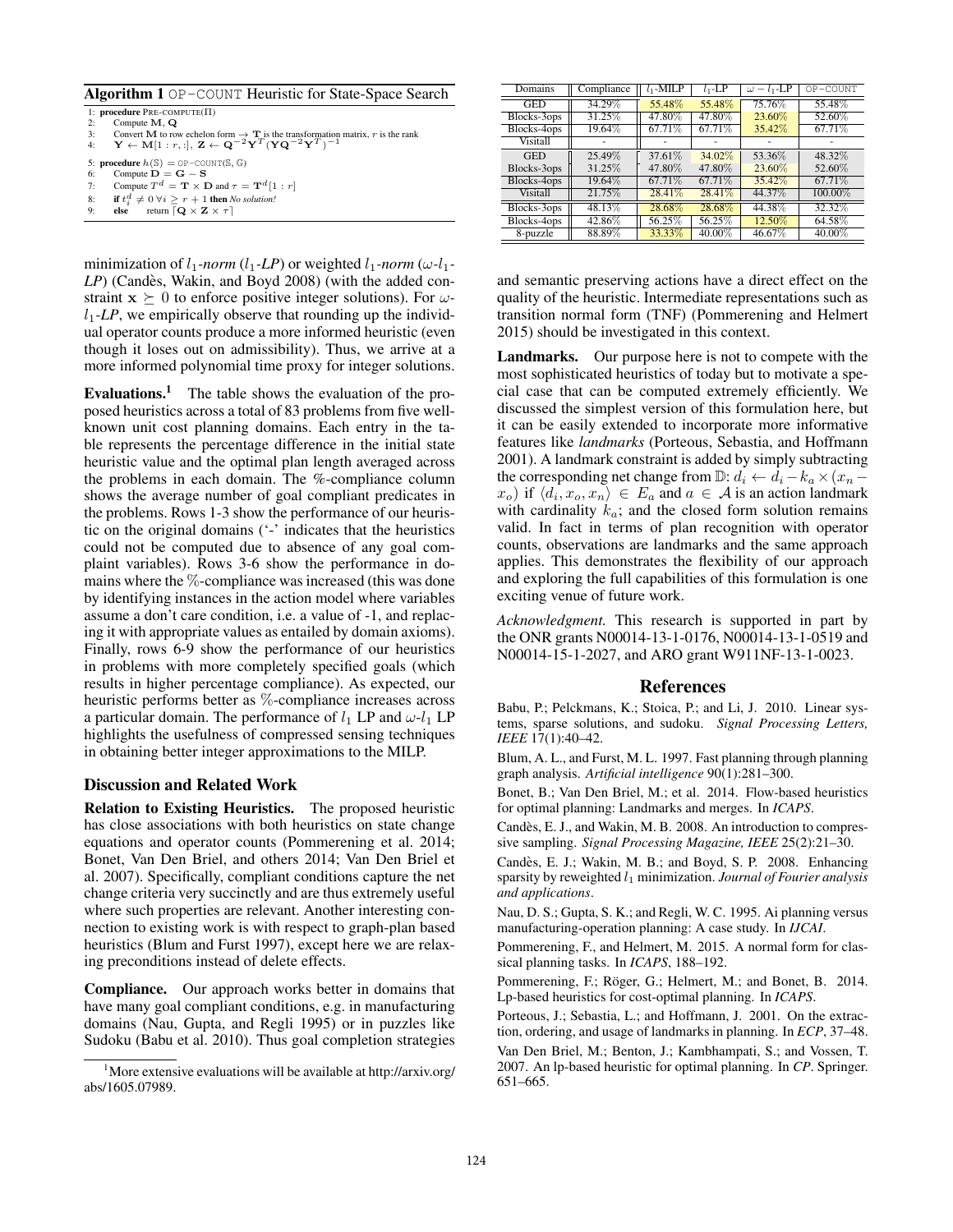**Algorithm 1** OP-COUNT Heuristic for State-Space Search

```
1: procedure PRE-COMPUTE(Π)
2:    Compute M, Q
3:    Convert M to row echelon form → T is the transformation matrix, r is the rank
4:    Y ← M[1 : r, :], Z ← Q^{-2} Y^T (Y Q^{-2} Y^T)^{-1}
5: procedure h(S) = OP-COUNT(S, G)
6:    Compute D = G − S
7:    Compute T^d = T × D and τ = T^d[1 : r]
8:    if t_i^d ≠ 0 ∀i ≥ r + 1 then No solution!
9:    else    return ⌈Q × Z × τ⌉
```

minimization of $l_1$-*norm* ($l_1$-*LP*) or weighted $l_1$-*norm* ($\omega$-$l_1$-*LP*) (Candès, Wakin, and Boyd 2008) (with the added constraint $\mathbf{x} \succeq 0$ to enforce positive integer solutions). For $\omega$-$l_1$-*LP*, we empirically observe that rounding up the individual operator counts produce a more informed heuristic (even though it loses out on admissibility). Thus, we arrive at a more informed polynomial time proxy for integer solutions.

**Evaluations.**[1] The table shows the evaluation of the proposed heuristics across a total of 83 problems from five well-known unit cost planning domains. Each entry in the table represents the percentage difference in the initial state heuristic value and the optimal plan length averaged across the problems in each domain. The %-compliance column shows the average number of goal compliant predicates in the problems. Rows 1-3 show the performance of our heuristic on the original domains ('-' indicates that the heuristics could not be computed due to absence of any goal complaint variables). Rows 3-6 show the performance in domains where the %-compliance was increased (this was done by identifying instances in the action model where variables assume a don't care condition, i.e. a value of -1, and replacing it with appropriate values as entailed by domain axioms). Finally, rows 6-9 show the performance of our heuristics in problems with more completely specified goals (which results in higher percentage compliance). As expected, our heuristic performs better as %-compliance increases across a particular domain. The performance of $l_1$ LP and $\omega$-$l_1$ LP highlights the usefulness of compressed sensing techniques in obtaining better integer approximations to the MILP.

| Domains | Compliance | $l_1$-MILP | $l_1$-LP | $\omega - l_1$-LP | OP-COUNT |
|---|---|---|---|---|---|
| GED | 34.29% | 55.48% | 55.48% | 75.76% | 55.48% |
| Blocks-3ops | 31.25% | 47.80% | 47.80% | 23.60% | 52.60% |
| Blocks-4ops | 19.64% | 67.71% | 67.71% | 35.42% | 67.71% |
| Visitall | - | - | - | - | - |
| GED | 25.49% | 37.61% | 34.02% | 53.36% | 48.32% |
| Blocks-3ops | 31.25% | 47.80% | 47.80% | 23.60% | 52.60% |
| Blocks-4ops | 19.64% | 67.71% | 67.71% | 35.42% | 67.71% |
| Visitall | 21.75% | 28.41% | 28.41% | 44.37% | 100.00% |
| Blocks-3ops | 48.13% | 28.68% | 28.68% | 44.38% | 32.32% |
| Blocks-4ops | 42.86% | 56.25% | 56.25% | 12.50% | 64.58% |
| 8-puzzle | 88.89% | 33.33% | 40.00% | 46.67% | 40.00% |

## Discussion and Related Work

**Relation to Existing Heuristics.** The proposed heuristic has close associations with both heuristics on state change equations and operator counts (Pommerening et al. 2014; Bonet, Van Den Briel, and others 2014; Van Den Briel et al. 2007). Specifically, compliant conditions capture the net change criteria very succinctly and are thus extremely useful where such properties are relevant. Another interesting connection to existing work is with respect to graph-plan based heuristics (Blum and Furst 1997), except here we are relaxing preconditions instead of delete effects.

**Compliance.** Our approach works better in domains that have many goal compliant conditions, e.g. in manufacturing domains (Nau, Gupta, and Regli 1995) or in puzzles like Sudoku (Babu et al. 2010). Thus goal completion strategies and semantic preserving actions have a direct effect on the quality of the heuristic. Intermediate representations such as transition normal form (TNF) (Pommerening and Helmert 2015) should be investigated in this context.

**Landmarks.** Our purpose here is not to compete with the most sophisticated heuristics of today but to motivate a special case that can be computed extremely efficiently. We discussed the simplest version of this formulation here, but it can be easily extended to incorporate more informative features like *landmarks* (Porteous, Sebastia, and Hoffmann 2001). A landmark constraint is added by simply subtracting the corresponding net change from $\mathbb{D}$: $d_i \leftarrow d_i - k_a \times (x_n - x_o)$ if $\langle d_i, x_o, x_n \rangle \in E_a$ and $a \in \mathcal{A}$ is an action landmark with cardinality $k_a$; and the closed form solution remains valid. In fact in terms of plan recognition with operator counts, observations are landmarks and the same approach applies. This demonstrates the flexibility of our approach and exploring the full capabilities of this formulation is one exciting venue of future work.

*Acknowledgment.* This research is supported in part by the ONR grants N00014-13-1-0176, N00014-13-1-0519 and N00014-15-1-2027, and ARO grant W911NF-13-1-0023.

[1] More extensive evaluations will be available at http://arxiv.org/abs/1605.07989.

## References

Babu, P.; Pelckmans, K.; Stoica, P.; and Li, J. 2010. Linear systems, sparse solutions, and sudoku. *Signal Processing Letters, IEEE* 17(1):40–42.

Blum, A. L., and Furst, M. L. 1997. Fast planning through planning graph analysis. *Artificial intelligence* 90(1):281–300.

Bonet, B.; Van Den Briel, M.; et al. 2014. Flow-based heuristics for optimal planning: Landmarks and merges. In *ICAPS*.

Candès, E. J., and Wakin, M. B. 2008. An introduction to compressive sampling. *Signal Processing Magazine, IEEE* 25(2):21–30.

Candès, E. J.; Wakin, M. B.; and Boyd, S. P. 2008. Enhancing sparsity by reweighted $l_1$ minimization. *Journal of Fourier analysis and applications*.

Nau, D. S.; Gupta, S. K.; and Regli, W. C. 1995. Ai planning versus manufacturing-operation planning: A case study. In *IJCAI*.

Pommerening, F., and Helmert, M. 2015. A normal form for classical planning tasks. In *ICAPS*, 188–192.

Pommerening, F.; Röger, G.; Helmert, M.; and Bonet, B. 2014. Lp-based heuristics for cost-optimal planning. In *ICAPS*.

Porteous, J.; Sebastia, L.; and Hoffmann, J. 2001. On the extraction, ordering, and usage of landmarks in planning. In *ECP*, 37–48.

Van Den Briel, M.; Benton, J.; Kambhampati, S.; and Vossen, T. 2007. An lp-based heuristic for optimal planning. In *CP*. Springer. 651–665.